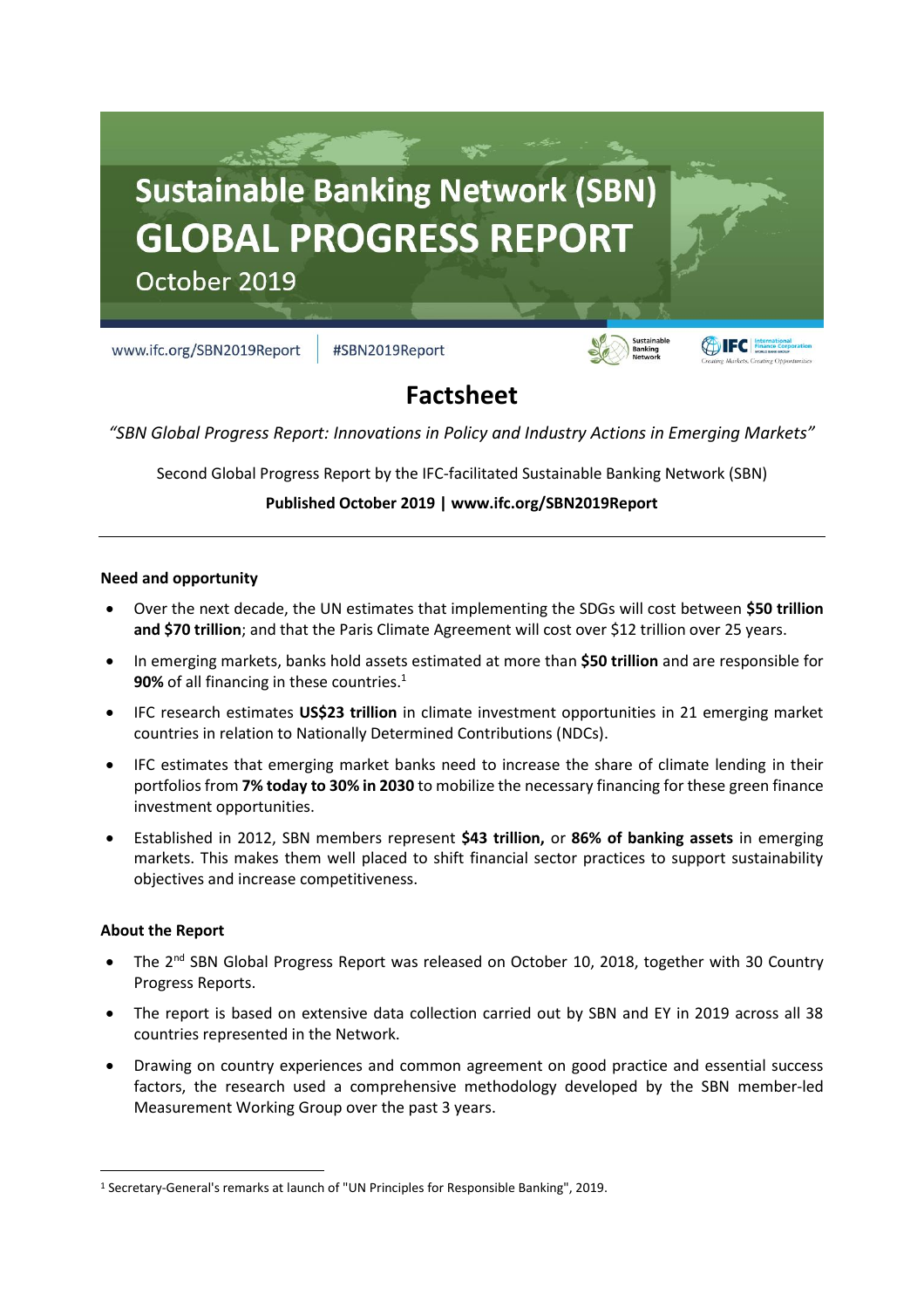# Sustainable Banking Network (SBN) GLOBAL PROGRESS REPORT

October 2019

www.ifc.org/SBN2019Report | #SBN2019Report

## Factsheet

*"SBN Global Progress Report: Innovations in Policy and Industry Actions in Emerging Markets"*

Second Global Progress Report by the IFC-facilitated Sustainable Banking Network (SBN)

**Published October 2019 | www.ifc.org/SBN2019Report**

---

### Need and opportunity

- Over the next decade, the UN estimates that implementing the SDGs will cost between **$50 trillion and $70 trillion**; and that the Paris Climate Agreement will cost over $12 trillion over 25 years.
- In emerging markets, banks hold assets estimated at more than **$50 trillion** and are responsible for **90%** of all financing in these countries.[1]
- IFC research estimates **US$23 trillion** in climate investment opportunities in 21 emerging market countries in relation to Nationally Determined Contributions (NDCs).
- IFC estimates that emerging market banks need to increase the share of climate lending in their portfolios from **7% today to 30% in 2030** to mobilize the necessary financing for these green finance investment opportunities.
- Established in 2012, SBN members represent **$43 trillion,** or **86% of banking assets** in emerging markets. This makes them well placed to shift financial sector practices to support sustainability objectives and increase competitiveness.

### About the Report

- The 2nd SBN Global Progress Report was released on October 10, 2018, together with 30 Country Progress Reports.
- The report is based on extensive data collection carried out by SBN and EY in 2019 across all 38 countries represented in the Network.
- Drawing on country experiences and common agreement on good practice and essential success factors, the research used a comprehensive methodology developed by the SBN member-led Measurement Working Group over the past 3 years.

---

[1] Secretary-General's remarks at launch of "UN Principles for Responsible Banking", 2019.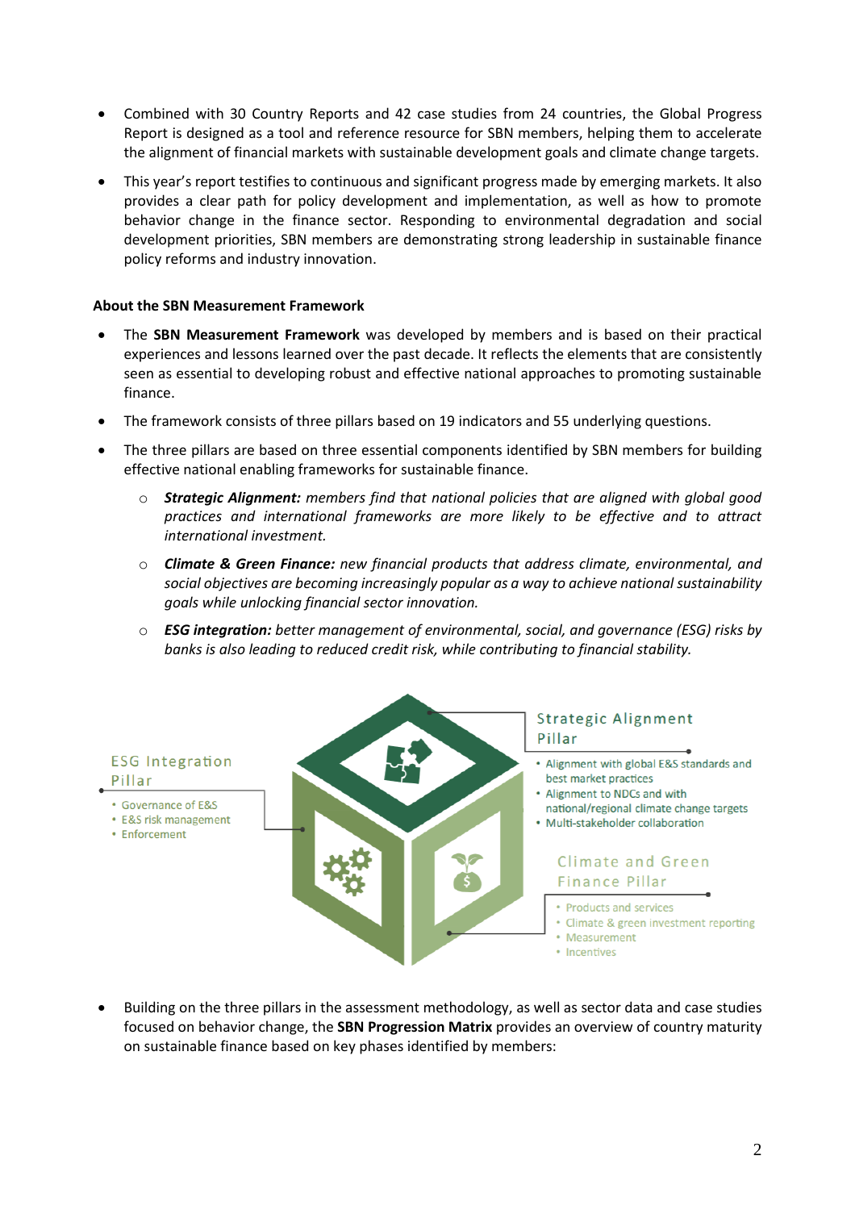- Combined with 30 Country Reports and 42 case studies from 24 countries, the Global Progress Report is designed as a tool and reference resource for SBN members, helping them to accelerate the alignment of financial markets with sustainable development goals and climate change targets.
- This year's report testifies to continuous and significant progress made by emerging markets. It also provides a clear path for policy development and implementation, as well as how to promote behavior change in the finance sector. Responding to environmental degradation and social development priorities, SBN members are demonstrating strong leadership in sustainable finance policy reforms and industry innovation.

**About the SBN Measurement Framework**

- The **SBN Measurement Framework** was developed by members and is based on their practical experiences and lessons learned over the past decade. It reflects the elements that are consistently seen as essential to developing robust and effective national approaches to promoting sustainable finance.
- The framework consists of three pillars based on 19 indicators and 55 underlying questions.
- The three pillars are based on three essential components identified by SBN members for building effective national enabling frameworks for sustainable finance.
  - ***Strategic Alignment:*** *members find that national policies that are aligned with global good practices and international frameworks are more likely to be effective and to attract international investment.*
  - ***Climate & Green Finance:*** *new financial products that address climate, environmental, and social objectives are becoming increasingly popular as a way to achieve national sustainability goals while unlocking financial sector innovation.*
  - ***ESG integration:*** *better management of environmental, social, and governance (ESG) risks by banks is also leading to reduced credit risk, while contributing to financial stability.*

**ESG Integration Pillar**
- Governance of E&S
- E&S risk management
- Enforcement

**Strategic Alignment Pillar**
- Alignment with global E&S standards and best market practices
- Alignment to NDCs and with national/regional climate change targets
- Multi-stakeholder collaboration

**Climate and Green Finance Pillar**
- Products and services
- Climate & green investment reporting
- Measurement
- Incentives

- Building on the three pillars in the assessment methodology, as well as sector data and case studies focused on behavior change, the **SBN Progression Matrix** provides an overview of country maturity on sustainable finance based on key phases identified by members: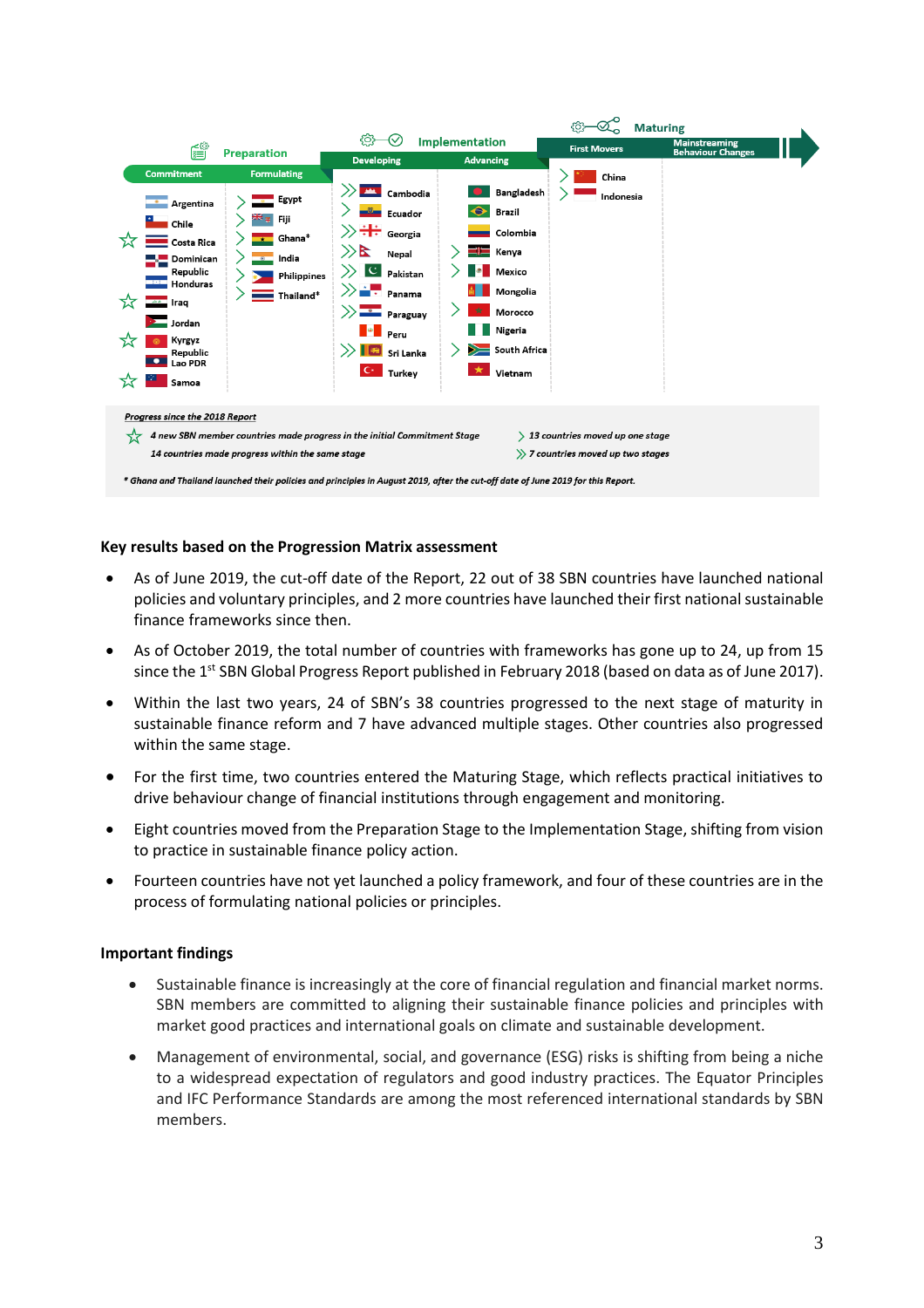| Preparation | | Implementation | | Maturing | |
|---|---|---|---|---|---|
| Commitment | Formulating | Developing | Advancing | First Movers | Mainstreaming Behaviour Changes |
| Argentina | Egypt | Cambodia | Bangladesh | China | |
| Chile | Fiji | Ecuador | Brazil | Indonesia | |
| Costa Rica | Ghana* | Georgia | Colombia | | |
| Dominican Republic | India | Nepal | Kenya | | |
| Honduras | Philippines | Pakistan | Mexico | | |
| Iraq | Thailand* | Panama | Mongolia | | |
| Jordan | | Paraguay | Morocco | | |
| Kyrgyz Republic | | Peru | Nigeria | | |
| Lao PDR | | Sri Lanka | South Africa | | |
| Samoa | | Turkey | Vietnam | | |

*Progress since the 2018 Report*

- *4 new SBN member countries made progress in the initial Commitment Stage*
- *14 countries made progress within the same stage*
- *13 countries moved up one stage*
- *7 countries moved up two stages*

*\* Ghana and Thailand launched their policies and principles in August 2019, after the cut-off date of June 2019 for this Report.*

**Key results based on the Progression Matrix assessment**

- As of June 2019, the cut-off date of the Report, 22 out of 38 SBN countries have launched national policies and voluntary principles, and 2 more countries have launched their first national sustainable finance frameworks since then.
- As of October 2019, the total number of countries with frameworks has gone up to 24, up from 15 since the 1st SBN Global Progress Report published in February 2018 (based on data as of June 2017).
- Within the last two years, 24 of SBN's 38 countries progressed to the next stage of maturity in sustainable finance reform and 7 have advanced multiple stages. Other countries also progressed within the same stage.
- For the first time, two countries entered the Maturing Stage, which reflects practical initiatives to drive behaviour change of financial institutions through engagement and monitoring.
- Eight countries moved from the Preparation Stage to the Implementation Stage, shifting from vision to practice in sustainable finance policy action.
- Fourteen countries have not yet launched a policy framework, and four of these countries are in the process of formulating national policies or principles.

**Important findings**

- Sustainable finance is increasingly at the core of financial regulation and financial market norms. SBN members are committed to aligning their sustainable finance policies and principles with market good practices and international goals on climate and sustainable development.
- Management of environmental, social, and governance (ESG) risks is shifting from being a niche to a widespread expectation of regulators and good industry practices. The Equator Principles and IFC Performance Standards are among the most referenced international standards by SBN members.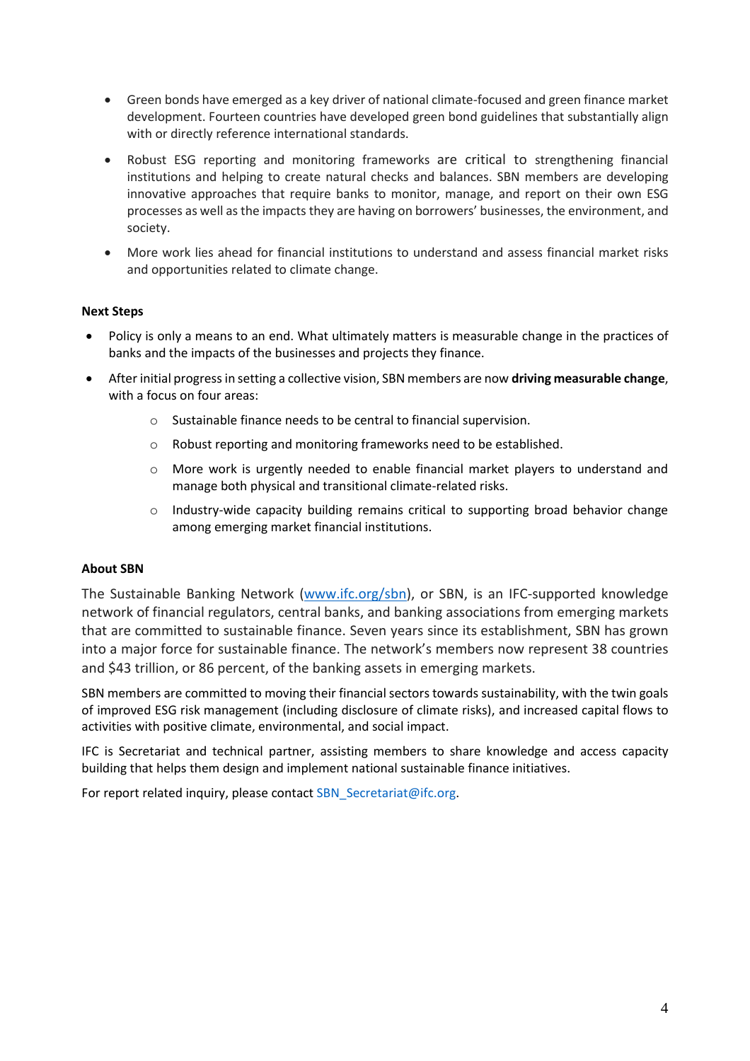- Green bonds have emerged as a key driver of national climate-focused and green finance market development. Fourteen countries have developed green bond guidelines that substantially align with or directly reference international standards.
- Robust ESG reporting and monitoring frameworks are critical to strengthening financial institutions and helping to create natural checks and balances. SBN members are developing innovative approaches that require banks to monitor, manage, and report on their own ESG processes as well as the impacts they are having on borrowers' businesses, the environment, and society.
- More work lies ahead for financial institutions to understand and assess financial market risks and opportunities related to climate change.

**Next Steps**

- Policy is only a means to an end. What ultimately matters is measurable change in the practices of banks and the impacts of the businesses and projects they finance.
- After initial progress in setting a collective vision, SBN members are now **driving measurable change**, with a focus on four areas:
    - Sustainable finance needs to be central to financial supervision.
    - Robust reporting and monitoring frameworks need to be established.
    - More work is urgently needed to enable financial market players to understand and manage both physical and transitional climate-related risks.
    - Industry-wide capacity building remains critical to supporting broad behavior change among emerging market financial institutions.

**About SBN**

The Sustainable Banking Network ([www.ifc.org/sbn](www.ifc.org/sbn)), or SBN, is an IFC-supported knowledge network of financial regulators, central banks, and banking associations from emerging markets that are committed to sustainable finance. Seven years since its establishment, SBN has grown into a major force for sustainable finance. The network's members now represent 38 countries and $43 trillion, or 86 percent, of the banking assets in emerging markets.

SBN members are committed to moving their financial sectors towards sustainability, with the twin goals of improved ESG risk management (including disclosure of climate risks), and increased capital flows to activities with positive climate, environmental, and social impact.

IFC is Secretariat and technical partner, assisting members to share knowledge and access capacity building that helps them design and implement national sustainable finance initiatives.

For report related inquiry, please contact SBN_Secretariat@ifc.org.